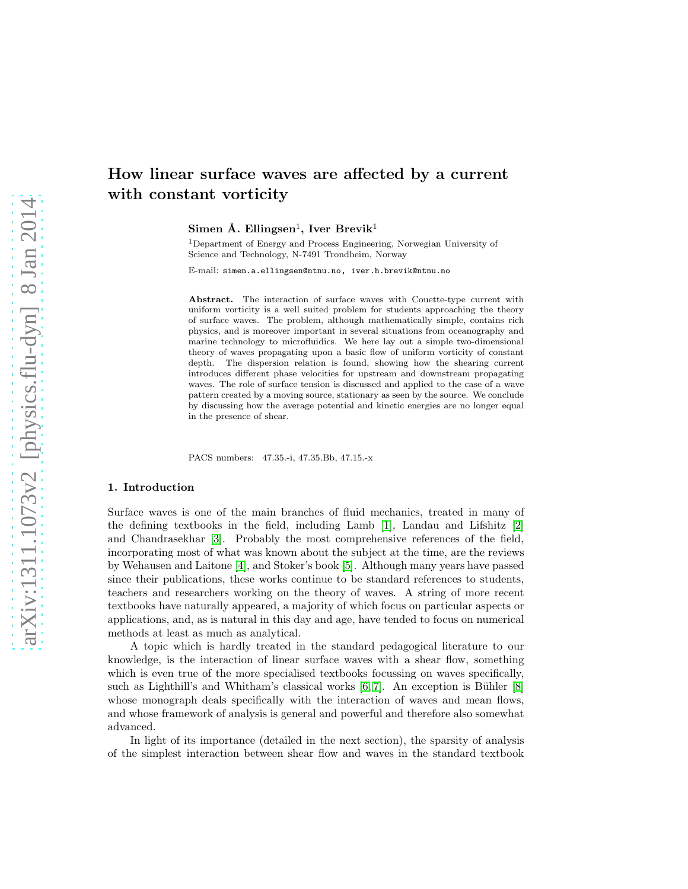# How linear surface waves are affected by a current with constant vorticity

**Simen Å. Ellingsen**[1], **Iver Brevik**[1]

[1]Department of Energy and Process Engineering, Norwegian University of Science and Technology, N-7491 Trondheim, Norway

E-mail: simen.a.ellingsen@ntnu.no, iver.h.brevik@ntnu.no

**Abstract.** The interaction of surface waves with Couette-type current with uniform vorticity is a well suited problem for students approaching the theory of surface waves. The problem, although mathematically simple, contains rich physics, and is moreover important in several situations from oceanography and marine technology to microfluidics. We here lay out a simple two-dimensional theory of waves propagating upon a basic flow of uniform vorticity of constant depth. The dispersion relation is found, showing how the shearing current introduces different phase velocities for upstream and downstream propagating waves. The role of surface tension is discussed and applied to the case of a wave pattern created by a moving source, stationary as seen by the source. We conclude by discussing how the average potential and kinetic energies are no longer equal in the presence of shear.

PACS numbers: 47.35.-i, 47.35.Bb, 47.15.-x

## 1. Introduction

Surface waves is one of the main branches of fluid mechanics, treated in many of the defining textbooks in the field, including Lamb [1], Landau and Lifshitz [2] and Chandrasekhar [3]. Probably the most comprehensive references of the field, incorporating most of what was known about the subject at the time, are the reviews by Wehausen and Laitone [4], and Stoker's book [5]. Although many years have passed since their publications, these works continue to be standard references to students, teachers and researchers working on the theory of waves. A string of more recent textbooks have naturally appeared, a majority of which focus on particular aspects or applications, and, as is natural in this day and age, have tended to focus on numerical methods at least as much as analytical.

A topic which is hardly treated in the standard pedagogical literature to our knowledge, is the interaction of linear surface waves with a shear flow, something which is even true of the more specialised textbooks focussing on waves specifically, such as Lighthill's and Whitham's classical works [6, 7]. An exception is Bühler [8] whose monograph deals specifically with the interaction of waves and mean flows, and whose framework of analysis is general and powerful and therefore also somewhat advanced.

In light of its importance (detailed in the next section), the sparsity of analysis of the simplest interaction between shear flow and waves in the standard textbook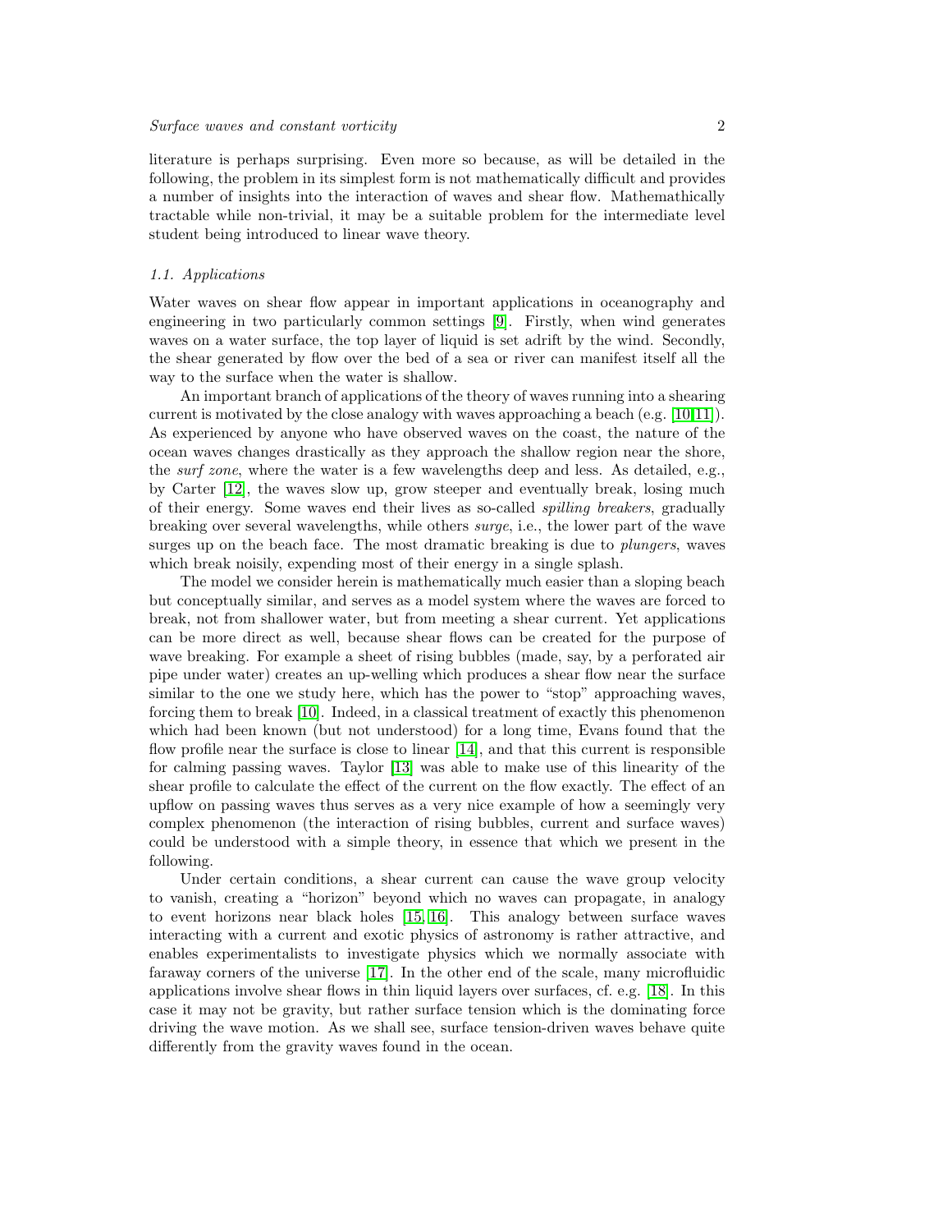literature is perhaps surprising. Even more so because, as will be detailed in the following, the problem in its simplest form is not mathematically difficult and provides a number of insights into the interaction of waves and shear flow. Mathemathically tractable while non-trivial, it may be a suitable problem for the intermediate level student being introduced to linear wave theory.

### 1.1. Applications

Water waves on shear flow appear in important applications in oceanography and engineering in two particularly common settings [9]. Firstly, when wind generates waves on a water surface, the top layer of liquid is set adrift by the wind. Secondly, the shear generated by flow over the bed of a sea or river can manifest itself all the way to the surface when the water is shallow.

An important branch of applications of the theory of waves running into a shearing current is motivated by the close analogy with waves approaching a beach (e.g. [10,11]). As experienced by anyone who have observed waves on the coast, the nature of the ocean waves changes drastically as they approach the shallow region near the shore, the *surf zone*, where the water is a few wavelengths deep and less. As detailed, e.g., by Carter [12], the waves slow up, grow steeper and eventually break, losing much of their energy. Some waves end their lives as so-called *spilling breakers*, gradually breaking over several wavelengths, while others *surge*, i.e., the lower part of the wave surges up on the beach face. The most dramatic breaking is due to *plungers*, waves which break noisily, expending most of their energy in a single splash.

The model we consider herein is mathematically much easier than a sloping beach but conceptually similar, and serves as a model system where the waves are forced to break, not from shallower water, but from meeting a shear current. Yet applications can be more direct as well, because shear flows can be created for the purpose of wave breaking. For example a sheet of rising bubbles (made, say, by a perforated air pipe under water) creates an up-welling which produces a shear flow near the surface similar to the one we study here, which has the power to "stop" approaching waves, forcing them to break [10]. Indeed, in a classical treatment of exactly this phenomenon which had been known (but not understood) for a long time, Evans found that the flow profile near the surface is close to linear [14], and that this current is responsible for calming passing waves. Taylor [13] was able to make use of this linearity of the shear profile to calculate the effect of the current on the flow exactly. The effect of an upflow on passing waves thus serves as a very nice example of how a seemingly very complex phenomenon (the interaction of rising bubbles, current and surface waves) could be understood with a simple theory, in essence that which we present in the following.

Under certain conditions, a shear current can cause the wave group velocity to vanish, creating a "horizon" beyond which no waves can propagate, in analogy to event horizons near black holes [15, 16]. This analogy between surface waves interacting with a current and exotic physics of astronomy is rather attractive, and enables experimentalists to investigate physics which we normally associate with faraway corners of the universe [17]. In the other end of the scale, many microfluidic applications involve shear flows in thin liquid layers over surfaces, cf. e.g. [18]. In this case it may not be gravity, but rather surface tension which is the dominating force driving the wave motion. As we shall see, surface tension-driven waves behave quite differently from the gravity waves found in the ocean.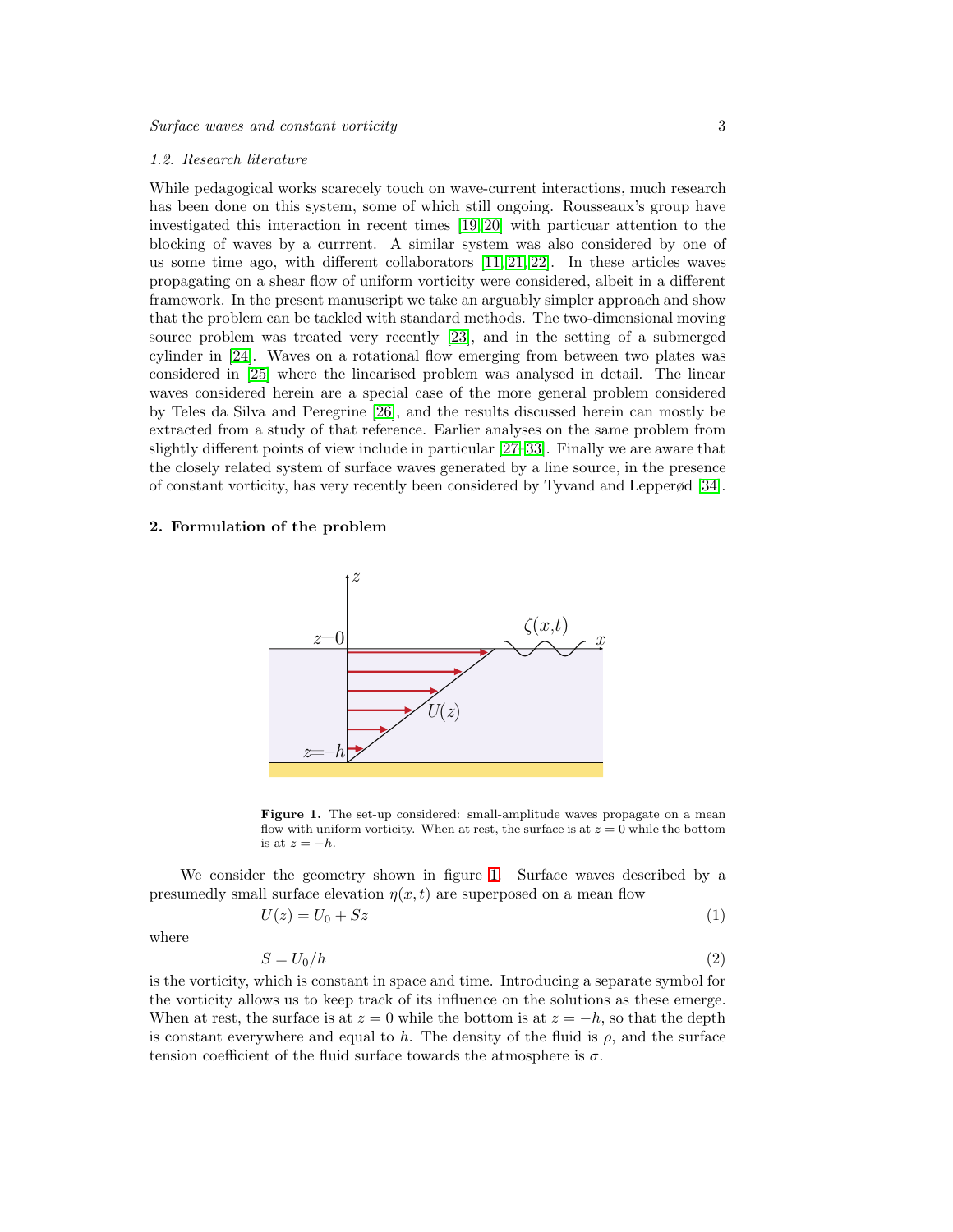*1.2. Research literature*

While pedagogical works scarecely touch on wave-current interactions, much research has been done on this system, some of which still ongoing. Rousseaux's group have investigated this interaction in recent times [19, 20] with particuar attention to the blocking of waves by a currrent. A similar system was also considered by one of us some time ago, with different collaborators [11, 21, 22]. In these articles waves propagating on a shear flow of uniform vorticity were considered, albeit in a different framework. In the present manuscript we take an arguably simpler approach and show that the problem can be tackled with standard methods. The two-dimensional moving source problem was treated very recently [23], and in the setting of a submerged cylinder in [24]. Waves on a rotational flow emerging from between two plates was considered in [25] where the linearised problem was analysed in detail. The linear waves considered herein are a special case of the more general problem considered by Teles da Silva and Peregrine [26], and the results discussed herein can mostly be extracted from a study of that reference. Earlier analyses on the same problem from slightly different points of view include in particular [27–33]. Finally we are aware that the closely related system of surface waves generated by a line source, in the presence of constant vorticity, has very recently been considered by Tyvand and Lepperød [34].

## 2. Formulation of the problem

**Figure 1.** The set-up considered: small-amplitude waves propagate on a mean flow with uniform vorticity. When at rest, the surface is at $z = 0$ while the bottom is at $z = -h$.

We consider the geometry shown in figure 1. Surface waves described by a presumedly small surface elevation $\eta(x, t)$ are superposed on a mean flow

$$U(z) = U_0 + Sz \tag{1}$$

where

$$S = U_0/h \tag{2}$$

is the vorticity, which is constant in space and time. Introducing a separate symbol for the vorticity allows us to keep track of its influence on the solutions as these emerge. When at rest, the surface is at $z = 0$ while the bottom is at $z = -h$, so that the depth is constant everywhere and equal to $h$. The density of the fluid is $\rho$, and the surface tension coefficient of the fluid surface towards the atmosphere is $\sigma$.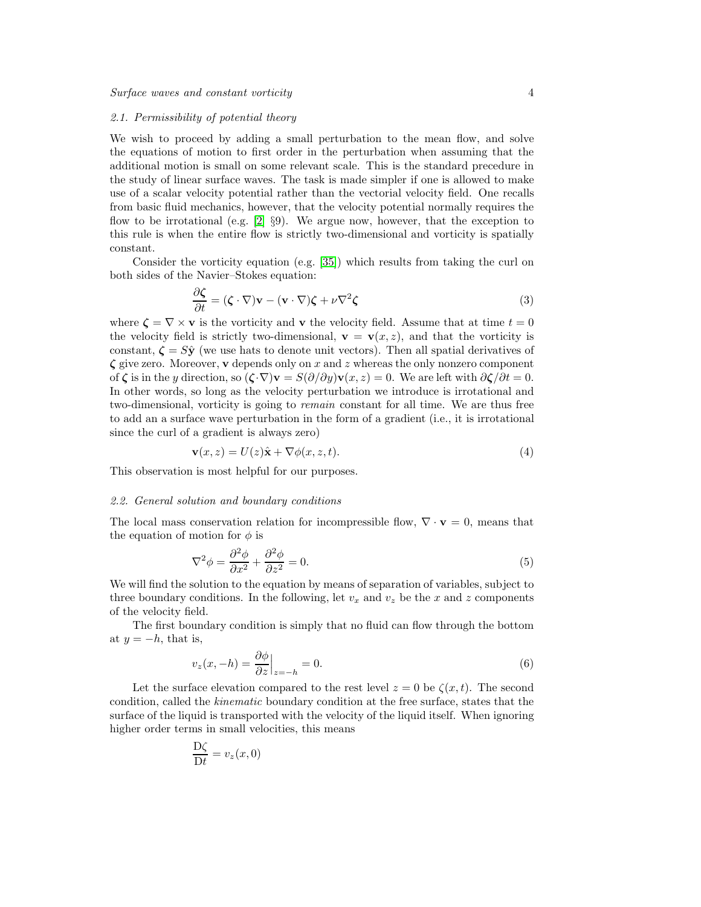### 2.1. Permissibility of potential theory

We wish to proceed by adding a small perturbation to the mean flow, and solve the equations of motion to first order in the perturbation when assuming that the additional motion is small on some relevant scale. This is the standard precedure in the study of linear surface waves. The task is made simpler if one is allowed to make use of a scalar velocity potential rather than the vectorial velocity field. One recalls from basic fluid mechanics, however, that the velocity potential normally requires the flow to be irrotational (e.g. [2] §9). We argue now, however, that the exception to this rule is when the entire flow is strictly two-dimensional and vorticity is spatially constant.

Consider the vorticity equation (e.g. [35]) which results from taking the curl on both sides of the Navier–Stokes equation:

$$\frac{\partial \boldsymbol{\zeta}}{\partial t} = (\boldsymbol{\zeta}\cdot\nabla)\mathbf{v} - (\mathbf{v}\cdot\nabla)\boldsymbol{\zeta} + \nu\nabla^2\boldsymbol{\zeta} \tag{3}$$

where $\boldsymbol{\zeta} = \nabla\times\mathbf{v}$ is the vorticity and $\mathbf{v}$ the velocity field. Assume that at time $t = 0$ the velocity field is strictly two-dimensional, $\mathbf{v} = \mathbf{v}(x, z)$, and that the vorticity is constant, $\boldsymbol{\zeta} = S\hat{\mathbf{y}}$ (we use hats to denote unit vectors). Then all spatial derivatives of $\boldsymbol{\zeta}$ give zero. Moreover, $\mathbf{v}$ depends only on $x$ and $z$ whereas the only nonzero component of $\boldsymbol{\zeta}$ is in the $y$ direction, so $(\boldsymbol{\zeta}\cdot\nabla)\mathbf{v} = S(\partial/\partial y)\mathbf{v}(x, z) = 0$. We are left with $\partial\boldsymbol{\zeta}/\partial t = 0$. In other words, so long as the velocity perturbation we introduce is irrotational and two-dimensional, vorticity is going to *remain* constant for all time. We are thus free to add an a surface wave perturbation in the form of a gradient (i.e., it is irrotational since the curl of a gradient is always zero)

$$\mathbf{v}(x, z) = U(z)\hat{\mathbf{x}} + \nabla\phi(x, z, t). \tag{4}$$

This observation is most helpful for our purposes.

### 2.2. General solution and boundary conditions

The local mass conservation relation for incompressible flow, $\nabla\cdot\mathbf{v} = 0$, means that the equation of motion for $\phi$ is

$$\nabla^2\phi = \frac{\partial^2\phi}{\partial x^2} + \frac{\partial^2\phi}{\partial z^2} = 0. \tag{5}$$

We will find the solution to the equation by means of separation of variables, subject to three boundary conditions. In the following, let $v_x$ and $v_z$ be the $x$ and $z$ components of the velocity field.

The first boundary condition is simply that no fluid can flow through the bottom at $y = -h$, that is,

$$v_z(x, -h) = \frac{\partial\phi}{\partial z}\Big|_{z=-h} = 0. \tag{6}$$

Let the surface elevation compared to the rest level $z = 0$ be $\zeta(x, t)$. The second condition, called the *kinematic* boundary condition at the free surface, states that the surface of the liquid is transported with the velocity of the liquid itself. When ignoring higher order terms in small velocities, this means

$$\frac{\mathrm{D}\zeta}{\mathrm{D}t} = v_z(x, 0)$$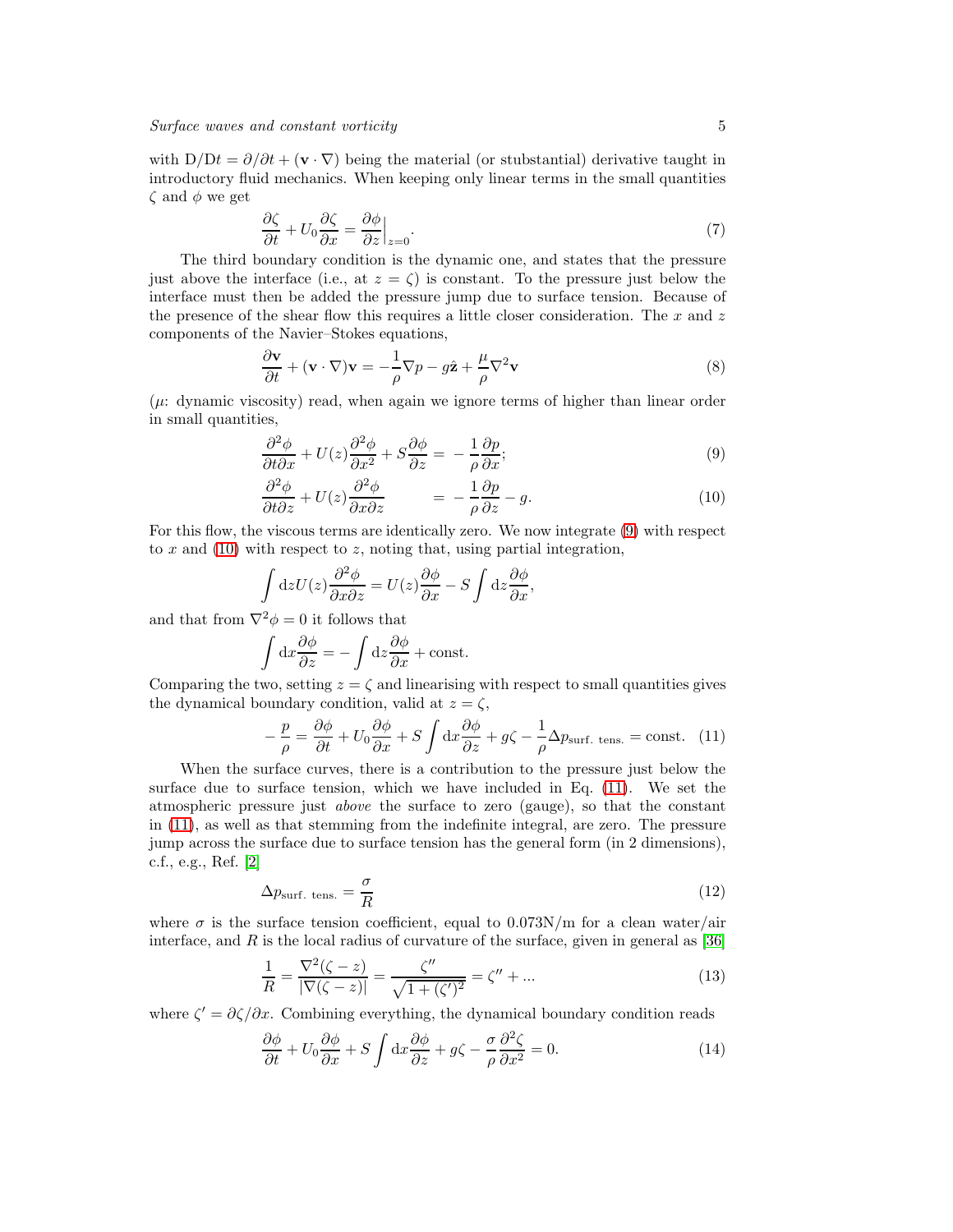with $\mathrm{D}/\mathrm{D}t = \partial/\partial t + (\mathbf{v}\cdot\nabla)$ being the material (or stubstantial) derivative taught in introductory fluid mechanics. When keeping only linear terms in the small quantities $\zeta$ and $\phi$ we get

$$\frac{\partial \zeta}{\partial t} + U_0 \frac{\partial \zeta}{\partial x} = \left.\frac{\partial \phi}{\partial z}\right|_{z=0}. \tag{7}$$

The third boundary condition is the dynamic one, and states that the pressure just above the interface (i.e., at $z = \zeta$) is constant. To the pressure just below the interface must then be added the pressure jump due to surface tension. Because of the presence of the shear flow this requires a little closer consideration. The $x$ and $z$ components of the Navier–Stokes equations,

$$\frac{\partial \mathbf{v}}{\partial t} + (\mathbf{v}\cdot\nabla)\mathbf{v} = -\frac{1}{\rho}\nabla p - g\hat{\mathbf{z}} + \frac{\mu}{\rho}\nabla^2 \mathbf{v} \tag{8}$$

($\mu$: dynamic viscosity) read, when again we ignore terms of higher than linear order in small quantities,

$$\frac{\partial^2 \phi}{\partial t \partial x} + U(z)\frac{\partial^2 \phi}{\partial x^2} + S\frac{\partial \phi}{\partial z} = -\frac{1}{\rho}\frac{\partial p}{\partial x}; \tag{9}$$

$$\frac{\partial^2 \phi}{\partial t \partial z} + U(z)\frac{\partial^2 \phi}{\partial x \partial z} = -\frac{1}{\rho}\frac{\partial p}{\partial z} - g. \tag{10}$$

For this flow, the viscous terms are identically zero. We now integrate (9) with respect to $x$ and (10) with respect to $z$, noting that, using partial integration,

$$\int \mathrm{d}z U(z)\frac{\partial^2 \phi}{\partial x \partial z} = U(z)\frac{\partial \phi}{\partial x} - S\int \mathrm{d}z \frac{\partial \phi}{\partial x},$$

and that from $\nabla^2 \phi = 0$ it follows that

$$\int \mathrm{d}x \frac{\partial \phi}{\partial z} = -\int \mathrm{d}z \frac{\partial \phi}{\partial x} + \mathrm{const.}$$

Comparing the two, setting $z = \zeta$ and linearising with respect to small quantities gives the dynamical boundary condition, valid at $z = \zeta$,

$$-\frac{p}{\rho} = \frac{\partial \phi}{\partial t} + U_0\frac{\partial \phi}{\partial x} + S\int \mathrm{d}x \frac{\partial \phi}{\partial z} + g\zeta - \frac{1}{\rho}\Delta p_{\text{surf. tens.}} = \mathrm{const.} \tag{11}$$

When the surface curves, there is a contribution to the pressure just below the surface due to surface tension, which we have included in Eq. (11). We set the atmospheric pressure just *above* the surface to zero (gauge), so that the constant in (11), as well as that stemming from the indefinite integral, are zero. The pressure jump across the surface due to surface tension has the general form (in 2 dimensions), c.f., e.g., Ref. [2]

$$\Delta p_{\text{surf. tens.}} = \frac{\sigma}{R} \tag{12}$$

where $\sigma$ is the surface tension coefficient, equal to 0.073N/m for a clean water/air interface, and $R$ is the local radius of curvature of the surface, given in general as [36]

$$\frac{1}{R} = \frac{\nabla^2(\zeta - z)}{|\nabla(\zeta - z)|} = \frac{\zeta''}{\sqrt{1 + (\zeta')^2}} = \zeta'' + ... \tag{13}$$

where $\zeta' = \partial\zeta/\partial x$. Combining everything, the dynamical boundary condition reads

$$\frac{\partial \phi}{\partial t} + U_0\frac{\partial \phi}{\partial x} + S\int \mathrm{d}x \frac{\partial \phi}{\partial z} + g\zeta - \frac{\sigma}{\rho}\frac{\partial^2 \zeta}{\partial x^2} = 0. \tag{14}$$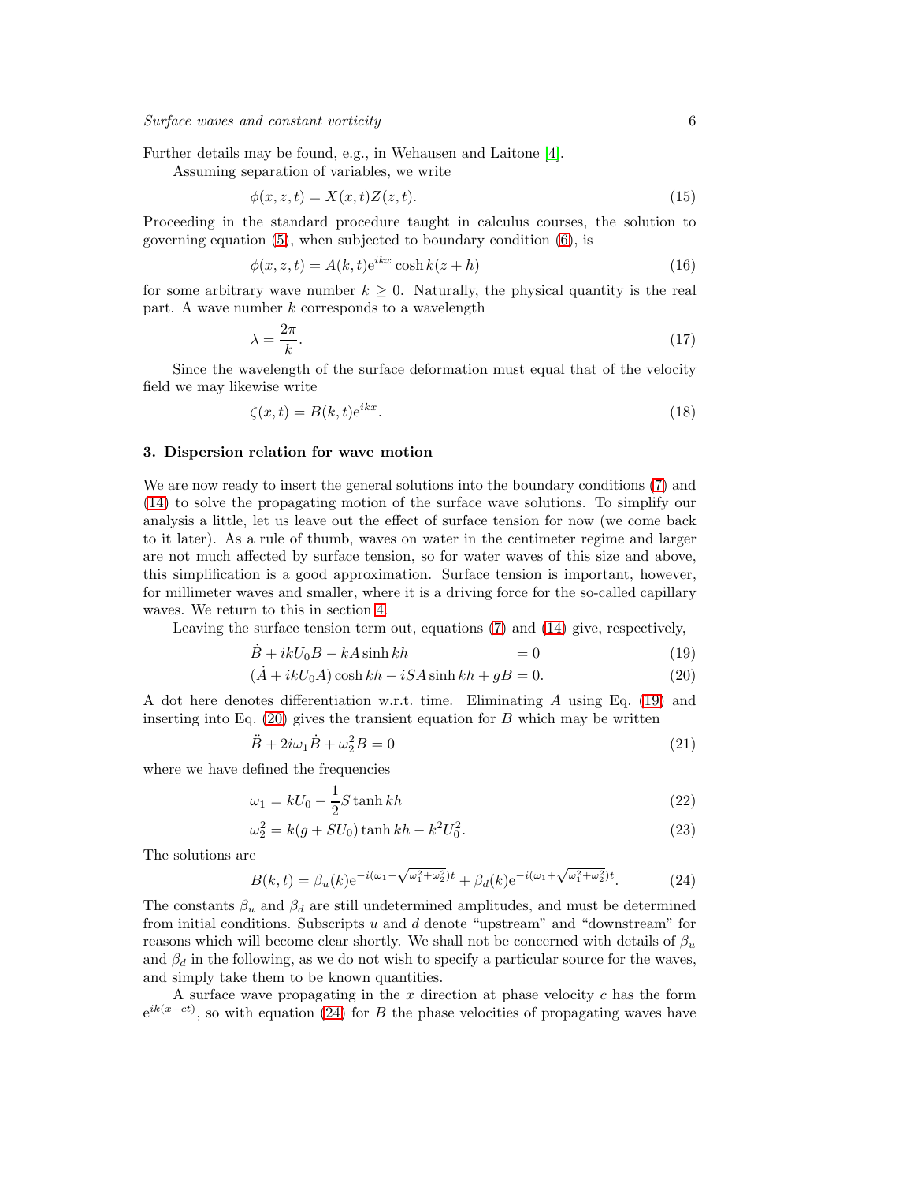Further details may be found, e.g., in Wehausen and Laitone [4].

Assuming separation of variables, we write

$$\phi(x,z,t) = X(x,t)Z(z,t). \tag{15}$$

Proceeding in the standard procedure taught in calculus courses, the solution to governing equation (5), when subjected to boundary condition (6), is

$$\phi(x,z,t) = A(k,t)\mathrm{e}^{ikx}\cosh k(z+h) \tag{16}$$

for some arbitrary wave number $k \geq 0$. Naturally, the physical quantity is the real part. A wave number $k$ corresponds to a wavelength

$$\lambda = \frac{2\pi}{k}. \tag{17}$$

Since the wavelength of the surface deformation must equal that of the velocity field we may likewise write

$$\zeta(x,t) = B(k,t)\mathrm{e}^{ikx}. \tag{18}$$

## 3. Dispersion relation for wave motion

We are now ready to insert the general solutions into the boundary conditions (7) and (14) to solve the propagating motion of the surface wave solutions. To simplify our analysis a little, let us leave out the effect of surface tension for now (we come back to it later). As a rule of thumb, waves on water in the centimeter regime and larger are not much affected by surface tension, so for water waves of this size and above, this simplification is a good approximation. Surface tension is important, however, for millimeter waves and smaller, where it is a driving force for the so-called capillary waves. We return to this in section 4.

Leaving the surface tension term out, equations (7) and (14) give, respectively,

$$\dot{B} + ikU_0B - kA\sinh kh = 0 \tag{19}$$

$$(\dot{A} + ikU_0A)\cosh kh - iSA\sinh kh + gB = 0. \tag{20}$$

A dot here denotes differentiation w.r.t. time. Eliminating $A$ using Eq. (19) and inserting into Eq. (20) gives the transient equation for $B$ which may be written

$$\ddot{B} + 2i\omega_1\dot{B} + \omega_2^2 B = 0 \tag{21}$$

where we have defined the frequencies

$$\omega_1 = kU_0 - \frac{1}{2}S\tanh kh \tag{22}$$

$$\omega_2^2 = k(g + SU_0)\tanh kh - k^2U_0^2. \tag{23}$$

The solutions are

$$B(k,t) = \beta_u(k)\mathrm{e}^{-i(\omega_1 - \sqrt{\omega_1^2+\omega_2^2})t} + \beta_d(k)\mathrm{e}^{-i(\omega_1 + \sqrt{\omega_1^2+\omega_2^2})t}. \tag{24}$$

The constants $\beta_u$ and $\beta_d$ are still undetermined amplitudes, and must be determined from initial conditions. Subscripts $u$ and $d$ denote "upstream" and "downstream" for reasons which will become clear shortly. We shall not be concerned with details of $\beta_u$ and $\beta_d$ in the following, as we do not wish to specify a particular source for the waves, and simply take them to be known quantities.

A surface wave propagating in the $x$ direction at phase velocity $c$ has the form $\mathrm{e}^{ik(x-ct)}$, so with equation (24) for $B$ the phase velocities of propagating waves have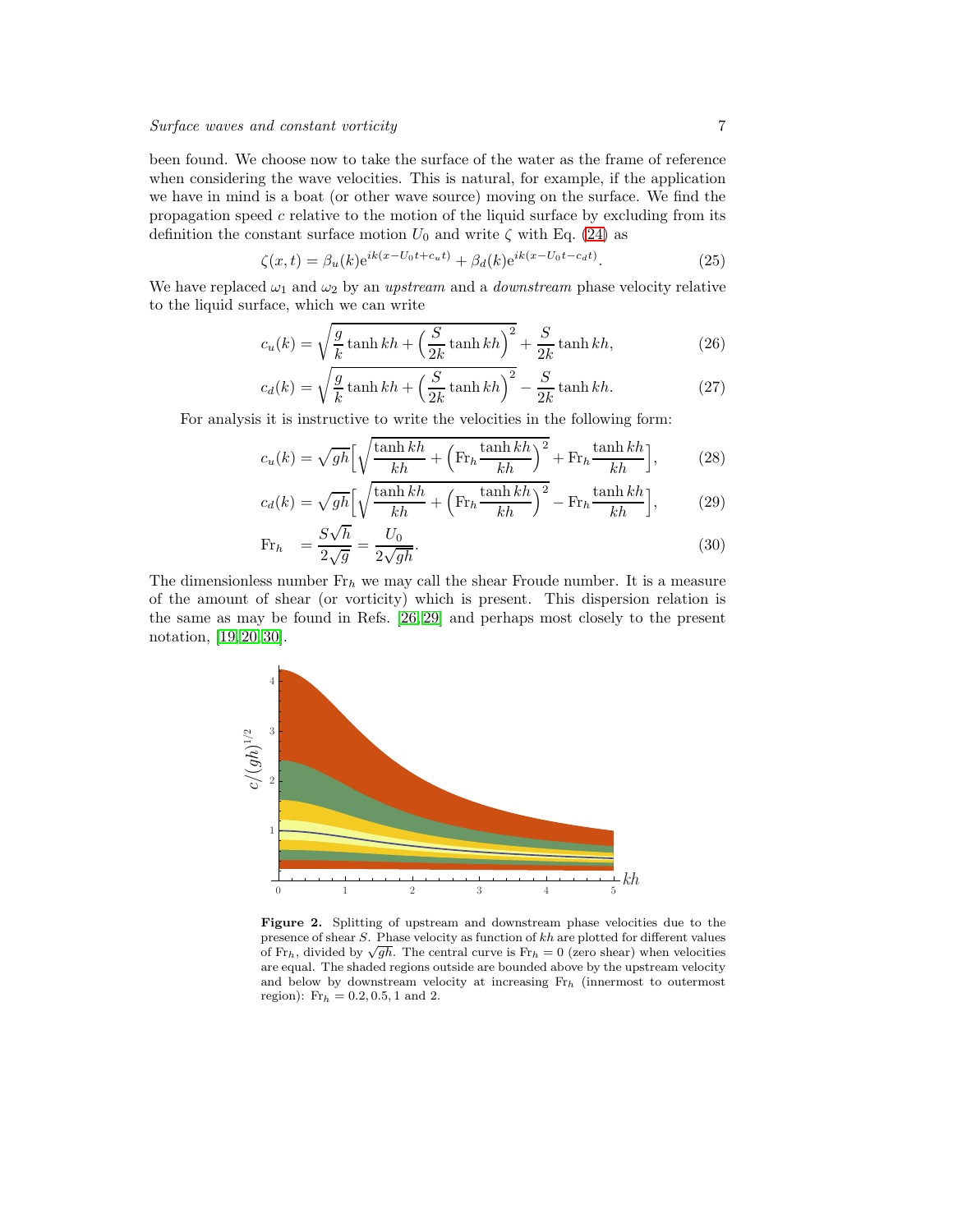been found. We choose now to take the surface of the water as the frame of reference when considering the wave velocities. This is natural, for example, if the application we have in mind is a boat (or other wave source) moving on the surface. We find the propagation speed $c$ relative to the motion of the liquid surface by excluding from its definition the constant surface motion $U_0$ and write $\zeta$ with Eq. (24) as

$$\zeta(x,t) = \beta_u(k)\mathrm{e}^{ik(x-U_0t+c_ut)} + \beta_d(k)\mathrm{e}^{ik(x-U_0t-c_dt)}. \tag{25}$$

We have replaced $\omega_1$ and $\omega_2$ by an *upstream* and a *downstream* phase velocity relative to the liquid surface, which we can write

$$c_u(k) = \sqrt{\frac{g}{k}\tanh kh + \Big(\frac{S}{2k}\tanh kh\Big)^2} + \frac{S}{2k}\tanh kh, \tag{26}$$

$$c_d(k) = \sqrt{\frac{g}{k}\tanh kh + \Big(\frac{S}{2k}\tanh kh\Big)^2} - \frac{S}{2k}\tanh kh. \tag{27}$$

For analysis it is instructive to write the velocities in the following form:

$$c_u(k) = \sqrt{gh}\Big[\sqrt{\frac{\tanh kh}{kh} + \Big(\mathrm{Fr}_h\frac{\tanh kh}{kh}\Big)^2} + \mathrm{Fr}_h\frac{\tanh kh}{kh}\Big], \tag{28}$$

$$c_d(k) = \sqrt{gh}\Big[\sqrt{\frac{\tanh kh}{kh} + \Big(\mathrm{Fr}_h\frac{\tanh kh}{kh}\Big)^2} - \mathrm{Fr}_h\frac{\tanh kh}{kh}\Big], \tag{29}$$

$$\mathrm{Fr}_h = \frac{S\sqrt{h}}{2\sqrt{g}} = \frac{U_0}{2\sqrt{gh}}. \tag{30}$$

The dimensionless number $\mathrm{Fr}_h$ we may call the shear Froude number. It is a measure of the amount of shear (or vorticity) which is present. This dispersion relation is the same as may be found in Refs. [26–29] and perhaps most closely to the present notation, [19, 20, 30].

**Figure 2.** Splitting of upstream and downstream phase velocities due to the presence of shear $S$. Phase velocity as function of $kh$ are plotted for different values of $\mathrm{Fr}_h$, divided by $\sqrt{gh}$. The central curve is $\mathrm{Fr}_h = 0$ (zero shear) when velocities are equal. The shaded regions outside are bounded above by the upstream velocity and below by downstream velocity at increasing $\mathrm{Fr}_h$ (innermost to outermost region): $\mathrm{Fr}_h = 0.2, 0.5, 1$ and $2$.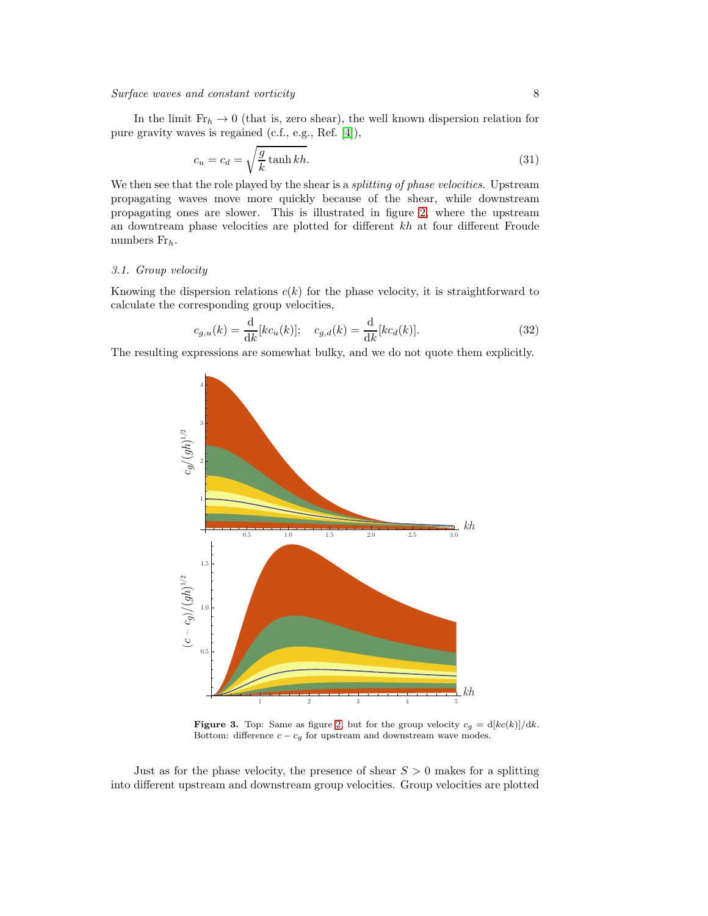In the limit $\mathrm{Fr}_h \to 0$ (that is, zero shear), the well known dispersion relation for pure gravity waves is regained (c.f., e.g., Ref. [4]),

$$c_u = c_d = \sqrt{\frac{g}{k}\tanh kh}. \tag{31}$$

We then see that the role played by the shear is a *splitting of phase velocities.* Upstream propagating waves move more quickly because of the shear, while downstream propagating ones are slower. This is illustrated in figure 2, where the upstream an downtream phase velocities are plotted for different $kh$ at four different Froude numbers $\mathrm{Fr}_h$.

### 3.1. Group velocity

Knowing the dispersion relations $c(k)$ for the phase velocity, it is straightforward to calculate the corresponding group velocities,

$$c_{g,u}(k) = \frac{\mathrm{d}}{\mathrm{d}k}[kc_u(k)]; \quad c_{g,d}(k) = \frac{\mathrm{d}}{\mathrm{d}k}[kc_d(k)]. \tag{32}$$

The resulting expressions are somewhat bulky, and we do not quote them explicitly.

**Figure 3.** Top: Same as figure 2, but for the group velocity $c_g = \mathrm{d}[kc(k)]/\mathrm{d}k$. Bottom: difference $c - c_g$ for upstream and downstream wave modes.

Just as for the phase velocity, the presence of shear $S > 0$ makes for a splitting into different upstream and downstream group velocities. Group velocities are plotted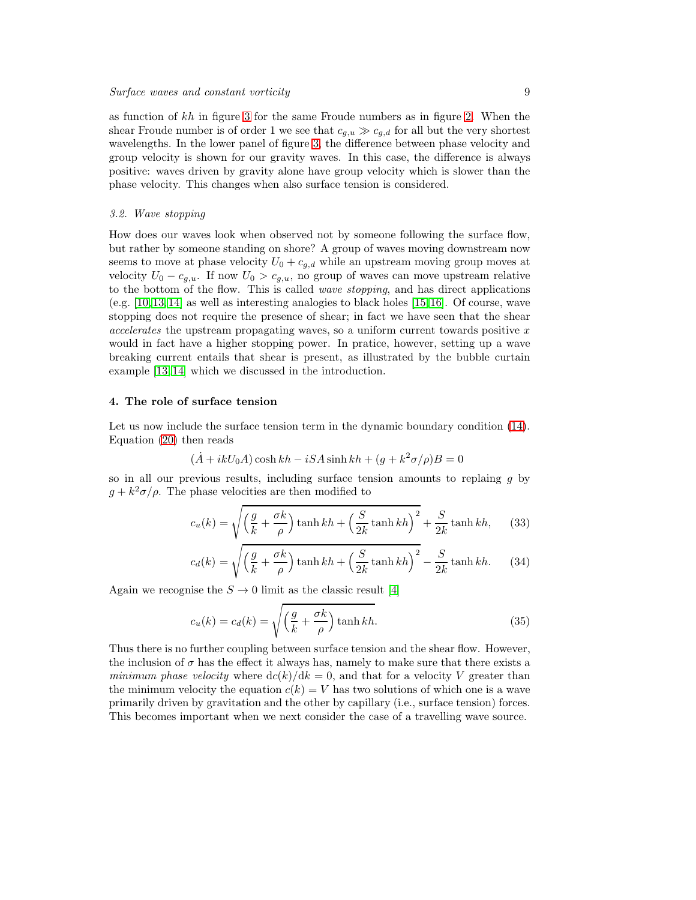as function of $kh$ in figure 3 for the same Froude numbers as in figure 2. When the shear Froude number is of order 1 we see that $c_{g,u} \gg c_{g,d}$ for all but the very shortest wavelengths. In the lower panel of figure 3, the difference between phase velocity and group velocity is shown for our gravity waves. In this case, the difference is always positive: waves driven by gravity alone have group velocity which is slower than the phase velocity. This changes when also surface tension is considered.

### *3.2. Wave stopping*

How does our waves look when observed not by someone following the surface flow, but rather by someone standing on shore? A group of waves moving downstream now seems to move at phase velocity $U_0 + c_{g,d}$ while an upstream moving group moves at velocity $U_0 - c_{g,u}$. If now $U_0 > c_{g,u}$, no group of waves can move upstream relative to the bottom of the flow. This is called *wave stopping*, and has direct applications (e.g. [10,13,14] as well as interesting analogies to black holes [15,16]. Of course, wave stopping does not require the presence of shear; in fact we have seen that the shear *accelerates* the upstream propagating waves, so a uniform current towards positive $x$ would in fact have a higher stopping power. In pratice, however, setting up a wave breaking current entails that shear is present, as illustrated by the bubble curtain example [13,14] which we discussed in the introduction.

## 4. The role of surface tension

Let us now include the surface tension term in the dynamic boundary condition (14). Equation (20) then reads

$$(\dot{A} + ikU_0 A)\cosh kh - iSA\sinh kh + (g + k^2\sigma/\rho)B = 0$$

so in all our previous results, including surface tension amounts to replaing $g$ by $g + k^2\sigma/\rho$. The phase velocities are then modified to

$$c_u(k) = \sqrt{\left(\frac{g}{k} + \frac{\sigma k}{\rho}\right)\tanh kh + \left(\frac{S}{2k}\tanh kh\right)^2} + \frac{S}{2k}\tanh kh, \qquad (33)$$

$$c_d(k) = \sqrt{\left(\frac{g}{k} + \frac{\sigma k}{\rho}\right)\tanh kh + \left(\frac{S}{2k}\tanh kh\right)^2} - \frac{S}{2k}\tanh kh. \qquad (34)$$

Again we recognise the $S \to 0$ limit as the classic result [4]

$$c_u(k) = c_d(k) = \sqrt{\left(\frac{g}{k} + \frac{\sigma k}{\rho}\right)\tanh kh}. \qquad (35)$$

Thus there is no further coupling between surface tension and the shear flow. However, the inclusion of $\sigma$ has the effect it always has, namely to make sure that there exists a *minimum phase velocity* where $\mathrm{d}c(k)/\mathrm{d}k = 0$, and that for a velocity $V$ greater than the minimum velocity the equation $c(k) = V$ has two solutions of which one is a wave primarily driven by gravitation and the other by capillary (i.e., surface tension) forces. This becomes important when we next consider the case of a travelling wave source.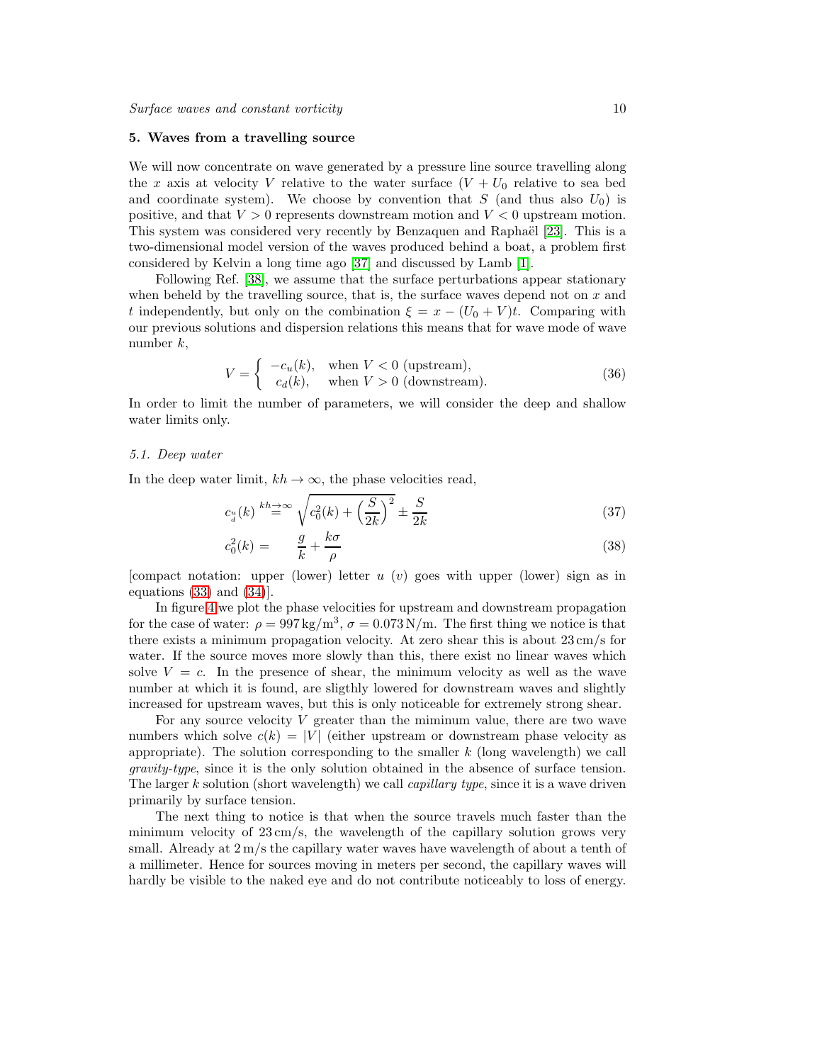## 5. Waves from a travelling source

We will now concentrate on wave generated by a pressure line source travelling along the $x$ axis at velocity $V$ relative to the water surface ($V + U_0$ relative to sea bed and coordinate system). We choose by convention that $S$ (and thus also $U_0$) is positive, and that $V > 0$ represents downstream motion and $V < 0$ upstream motion. This system was considered very recently by Benzaquen and Raphaël [23]. This is a two-dimensional model version of the waves produced behind a boat, a problem first considered by Kelvin a long time ago [37] and discussed by Lamb [1].

Following Ref. [38], we assume that the surface perturbations appear stationary when beheld by the travelling source, that is, the surface waves depend not on $x$ and $t$ independently, but only on the combination $\xi = x - (U_0 + V)t$. Comparing with our previous solutions and dispersion relations this means that for wave mode of wave number $k$,

$$V = \begin{cases} -c_u(k), & \text{when } V < 0 \text{ (upstream)}, \\ \phantom{-}c_d(k), & \text{when } V > 0 \text{ (downstream)}. \end{cases} \tag{36}$$

In order to limit the number of parameters, we will consider the deep and shallow water limits only.

### 5.1. Deep water

In the deep water limit, $kh \to \infty$, the phase velocities read,

$$c_{\substack{u\\d}}(k) \overset{kh\to\infty}{=} \sqrt{c_0^2(k) + \left(\frac{S}{2k}\right)^2} \pm \frac{S}{2k} \tag{37}$$

$$c_0^2(k) = \quad \frac{g}{k} + \frac{k\sigma}{\rho} \tag{38}$$

[compact notation: upper (lower) letter $u$ ($v$) goes with upper (lower) sign as in equations (33) and (34)].

In figure 4 we plot the phase velocities for upstream and downstream propagation for the case of water: $\rho = 997\,\mathrm{kg/m^3}$, $\sigma = 0.073\,\mathrm{N/m}$. The first thing we notice is that there exists a minimum propagation velocity. At zero shear this is about 23 cm/s for water. If the source moves more slowly than this, there exist no linear waves which solve $V = c$. In the presence of shear, the minimum velocity as well as the wave number at which it is found, are sligthly lowered for downstream waves and slightly increased for upstream waves, but this is only noticeable for extremely strong shear.

For any source velocity $V$ greater than the miminum value, there are two wave numbers which solve $c(k) = |V|$ (either upstream or downstream phase velocity as appropriate). The solution corresponding to the smaller $k$ (long wavelength) we call *gravity-type*, since it is the only solution obtained in the absence of surface tension. The larger $k$ solution (short wavelength) we call *capillary type*, since it is a wave driven primarily by surface tension.

The next thing to notice is that when the source travels much faster than the minimum velocity of 23 cm/s, the wavelength of the capillary solution grows very small. Already at 2 m/s the capillary water waves have wavelength of about a tenth of a millimeter. Hence for sources moving in meters per second, the capillary waves will hardly be visible to the naked eye and do not contribute noticeably to loss of energy.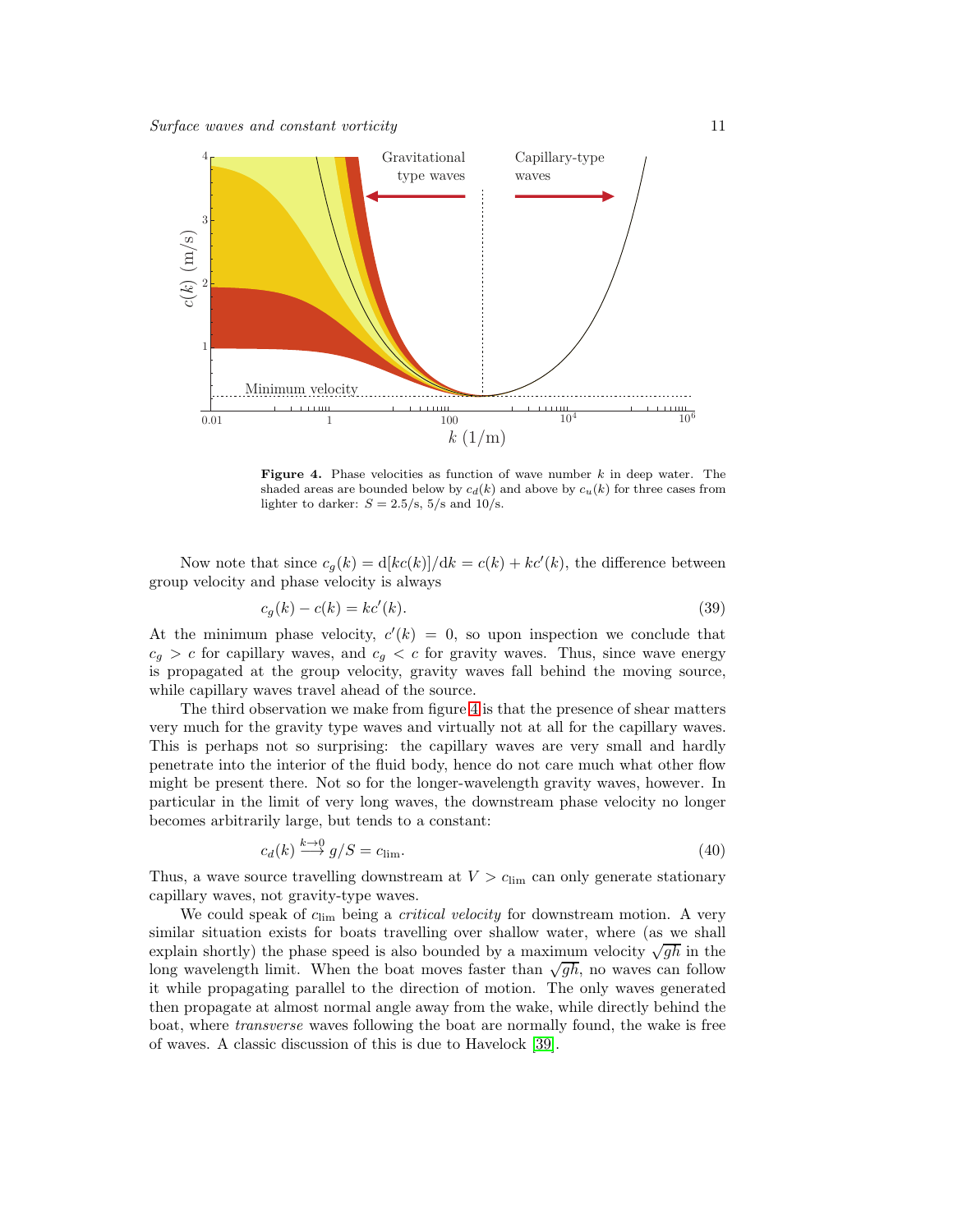**Figure 4.** Phase velocities as function of wave number $k$ in deep water. The shaded areas are bounded below by $c_d(k)$ and above by $c_u(k)$ for three cases from lighter to darker: $S = 2.5$/s, 5/s and 10/s.

Now note that since $c_g(k) = \mathrm{d}[kc(k)]/\mathrm{d}k = c(k) + kc'(k)$, the difference between group velocity and phase velocity is always

$$c_g(k) - c(k) = kc'(k). \tag{39}$$

At the minimum phase velocity, $c'(k) = 0$, so upon inspection we conclude that $c_g > c$ for capillary waves, and $c_g < c$ for gravity waves. Thus, since wave energy is propagated at the group velocity, gravity waves fall behind the moving source, while capillary waves travel ahead of the source.

The third observation we make from figure 4 is that the presence of shear matters very much for the gravity type waves and virtually not at all for the capillary waves. This is perhaps not so surprising: the capillary waves are very small and hardly penetrate into the interior of the fluid body, hence do not care much what other flow might be present there. Not so for the longer-wavelength gravity waves, however. In particular in the limit of very long waves, the downstream phase velocity no longer becomes arbitrarily large, but tends to a constant:

$$c_d(k) \overset{k\to 0}{\longrightarrow} g/S = c_{\mathrm{lim}}. \tag{40}$$

Thus, a wave source travelling downstream at $V > c_{\mathrm{lim}}$ can only generate stationary capillary waves, not gravity-type waves.

We could speak of $c_{\mathrm{lim}}$ being a *critical velocity* for downstream motion. A very similar situation exists for boats travelling over shallow water, where (as we shall explain shortly) the phase speed is also bounded by a maximum velocity $\sqrt{gh}$ in the long wavelength limit. When the boat moves faster than $\sqrt{gh}$, no waves can follow it while propagating parallel to the direction of motion. The only waves generated then propagate at almost normal angle away from the wake, while directly behind the boat, where *transverse* waves following the boat are normally found, the wake is free of waves. A classic discussion of this is due to Havelock [39].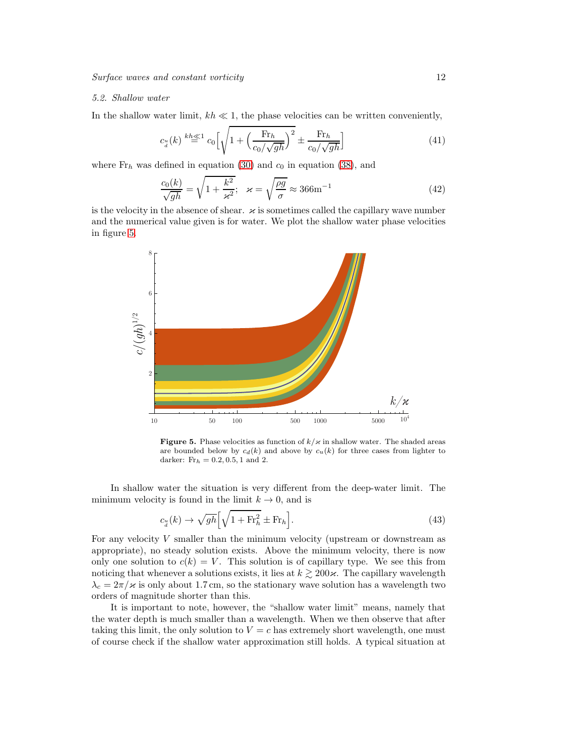### 5.2. Shallow water

In the shallow water limit, $kh \ll 1$, the phase velocities can be written conveniently,

$$c_{\substack{u\\d}}(k) \overset{kh\ll 1}{=} c_0\Big[\sqrt{1+\Big(\frac{\mathrm{Fr}_h}{c_0/\sqrt{gh}}\Big)^2} \pm \frac{\mathrm{Fr}_h}{c_0/\sqrt{gh}}\Big] \tag{41}$$

where $\mathrm{Fr}_h$ was defined in equation (30) and $c_0$ in equation (38), and

$$\frac{c_0(k)}{\sqrt{gh}} = \sqrt{1+\frac{k^2}{\varkappa^2}}; \quad \varkappa = \sqrt{\frac{\rho g}{\sigma}} \approx 366\mathrm{m}^{-1} \tag{42}$$

is the velocity in the absence of shear. $\varkappa$ is sometimes called the capillary wave number and the numerical value given is for water. We plot the shallow water phase velocities in figure 5.

**Figure 5.** Phase velocities as function of $k/\varkappa$ in shallow water. The shaded areas are bounded below by $c_d(k)$ and above by $c_u(k)$ for three cases from lighter to darker: $\mathrm{Fr}_h = 0.2, 0.5, 1$ and 2.

In shallow water the situation is very different from the deep-water limit. The minimum velocity is found in the limit $k \to 0$, and is

$$c_{\substack{u\\d}}(k) \to \sqrt{gh}\Big[\sqrt{1+\mathrm{Fr}_h^2} \pm \mathrm{Fr}_h\Big]. \tag{43}$$

For any velocity $V$ smaller than the minimum velocity (upstream or downstream as appropriate), no steady solution exists. Above the minimum velocity, there is now only one solution to $c(k) = V$. This solution is of capillary type. We see this from noticing that whenever a solutions exists, it lies at $k \gtrsim 200\varkappa$. The capillary wavelength $\lambda_c = 2\pi/\varkappa$ is only about 1.7 cm, so the stationary wave solution has a wavelength two orders of magnitude shorter than this.

It is important to note, however, the "shallow water limit" means, namely that the water depth is much smaller than a wavelength. When we then observe that after taking this limit, the only solution to $V = c$ has extremely short wavelength, one must of course check if the shallow water approximation still holds. A typical situation at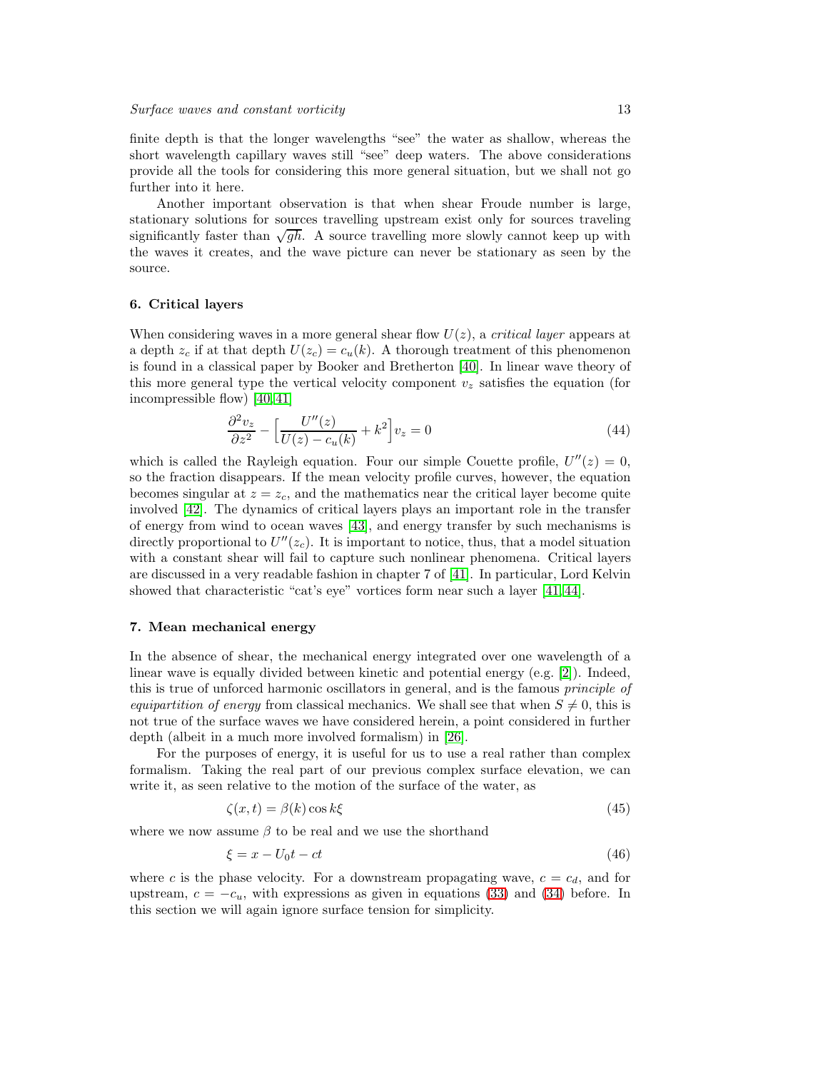finite depth is that the longer wavelengths "see" the water as shallow, whereas the short wavelength capillary waves still "see" deep waters. The above considerations provide all the tools for considering this more general situation, but we shall not go further into it here.

Another important observation is that when shear Froude number is large, stationary solutions for sources travelling upstream exist only for sources traveling significantly faster than $\sqrt{gh}$. A source travelling more slowly cannot keep up with the waves it creates, and the wave picture can never be stationary as seen by the source.

## 6. Critical layers

When considering waves in a more general shear flow $U(z)$, a *critical layer* appears at a depth $z_c$ if at that depth $U(z_c) = c_u(k)$. A thorough treatment of this phenomenon is found in a classical paper by Booker and Bretherton [40]. In linear wave theory of this more general type the vertical velocity component $v_z$ satisfies the equation (for incompressible flow) [40,41]

$$\frac{\partial^2 v_z}{\partial z^2} - \Big[\frac{U''(z)}{U(z) - c_u(k)} + k^2\Big] v_z = 0 \tag{44}$$

which is called the Rayleigh equation. Four our simple Couette profile, $U''(z) = 0$, so the fraction disappears. If the mean velocity profile curves, however, the equation becomes singular at $z = z_c$, and the mathematics near the critical layer become quite involved [42]. The dynamics of critical layers plays an important role in the transfer of energy from wind to ocean waves [43], and energy transfer by such mechanisms is directly proportional to $U''(z_c)$. It is important to notice, thus, that a model situation with a constant shear will fail to capture such nonlinear phenomena. Critical layers are discussed in a very readable fashion in chapter 7 of [41]. In particular, Lord Kelvin showed that characteristic "cat's eye" vortices form near such a layer [41,44].

## 7. Mean mechanical energy

In the absence of shear, the mechanical energy integrated over one wavelength of a linear wave is equally divided between kinetic and potential energy (e.g. [2]). Indeed, this is true of unforced harmonic oscillators in general, and is the famous *principle of equipartition of energy* from classical mechanics. We shall see that when $S \neq 0$, this is not true of the surface waves we have considered herein, a point considered in further depth (albeit in a much more involved formalism) in [26].

For the purposes of energy, it is useful for us to use a real rather than complex formalism. Taking the real part of our previous complex surface elevation, we can write it, as seen relative to the motion of the surface of the water, as

$$\zeta(x,t) = \beta(k) \cos k\xi \tag{45}$$

where we now assume $\beta$ to be real and we use the shorthand

$$\xi = x - U_0 t - ct \tag{46}$$

where $c$ is the phase velocity. For a downstream propagating wave, $c = c_d$, and for upstream, $c = -c_u$, with expressions as given in equations (33) and (34) before. In this section we will again ignore surface tension for simplicity.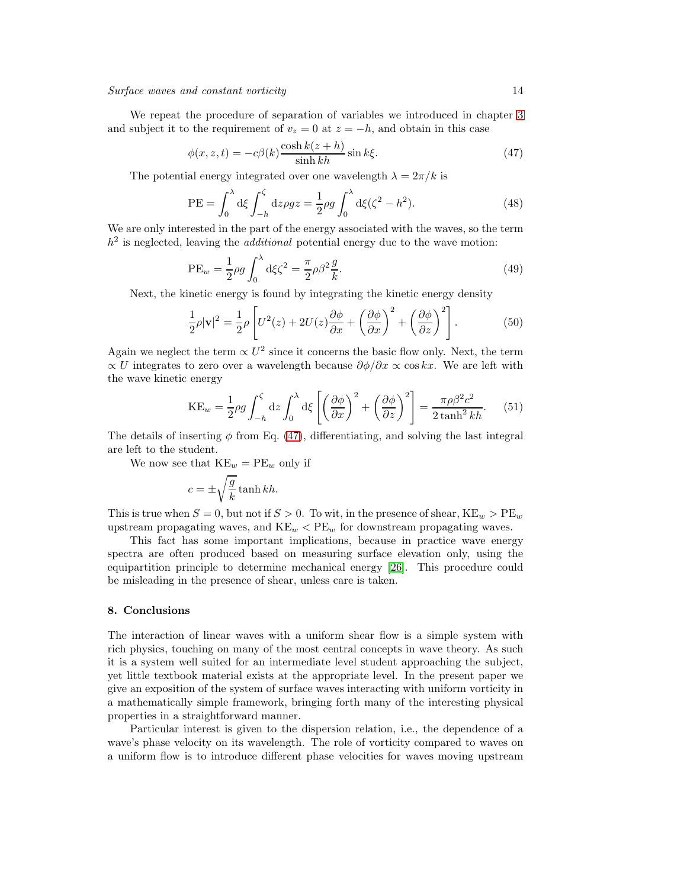We repeat the procedure of separation of variables we introduced in chapter 3 and subject it to the requirement of $v_z = 0$ at $z = -h$, and obtain in this case

$$\phi(x, z, t) = -c\beta(k)\frac{\cosh k(z+h)}{\sinh kh}\sin k\xi. \tag{47}$$

The potential energy integrated over one wavelength $\lambda = 2\pi/k$ is

$$\mathrm{PE} = \int_0^\lambda \mathrm{d}\xi \int_{-h}^{\zeta} \mathrm{d}z \rho g z = \frac{1}{2}\rho g \int_0^\lambda \mathrm{d}\xi (\zeta^2 - h^2). \tag{48}$$

We are only interested in the part of the energy associated with the waves, so the term $h^2$ is neglected, leaving the *additional* potential energy due to the wave motion:

$$\mathrm{PE}_w = \frac{1}{2}\rho g \int_0^\lambda \mathrm{d}\xi \zeta^2 = \frac{\pi}{2}\rho\beta^2\frac{g}{k}. \tag{49}$$

Next, the kinetic energy is found by integrating the kinetic energy density

$$\frac{1}{2}\rho|\mathbf{v}|^2 = \frac{1}{2}\rho\left[U^2(z) + 2U(z)\frac{\partial\phi}{\partial x} + \left(\frac{\partial\phi}{\partial x}\right)^2 + \left(\frac{\partial\phi}{\partial z}\right)^2\right]. \tag{50}$$

Again we neglect the term $\propto U^2$ since it concerns the basic flow only. Next, the term $\propto U$ integrates to zero over a wavelength because $\partial\phi/\partial x \propto \cos kx$. We are left with the wave kinetic energy

$$\mathrm{KE}_w = \frac{1}{2}\rho g \int_{-h}^{\zeta} \mathrm{d}z \int_0^\lambda \mathrm{d}\xi \left[\left(\frac{\partial\phi}{\partial x}\right)^2 + \left(\frac{\partial\phi}{\partial z}\right)^2\right] = \frac{\pi\rho\beta^2c^2}{2\tanh^2 kh}. \tag{51}$$

The details of inserting $\phi$ from Eq. (47), differentiating, and solving the last integral are left to the student.

We now see that $\mathrm{KE}_w = \mathrm{PE}_w$ only if

$$c = \pm\sqrt{\frac{g}{k}}\tanh kh.$$

This is true when $S = 0$, but not if $S > 0$. To wit, in the presence of shear, $\mathrm{KE}_w > \mathrm{PE}_w$ upstream propagating waves, and $\mathrm{KE}_w < \mathrm{PE}_w$ for downstream propagating waves.

This fact has some important implications, because in practice wave energy spectra are often produced based on measuring surface elevation only, using the equipartition principle to determine mechanical energy [26]. This procedure could be misleading in the presence of shear, unless care is taken.

## 8. Conclusions

The interaction of linear waves with a uniform shear flow is a simple system with rich physics, touching on many of the most central concepts in wave theory. As such it is a system well suited for an intermediate level student approaching the subject, yet little textbook material exists at the appropriate level. In the present paper we give an exposition of the system of surface waves interacting with uniform vorticity in a mathematically simple framework, bringing forth many of the interesting physical properties in a straightforward manner.

Particular interest is given to the dispersion relation, i.e., the dependence of a wave's phase velocity on its wavelength. The role of vorticity compared to waves on a uniform flow is to introduce different phase velocities for waves moving upstream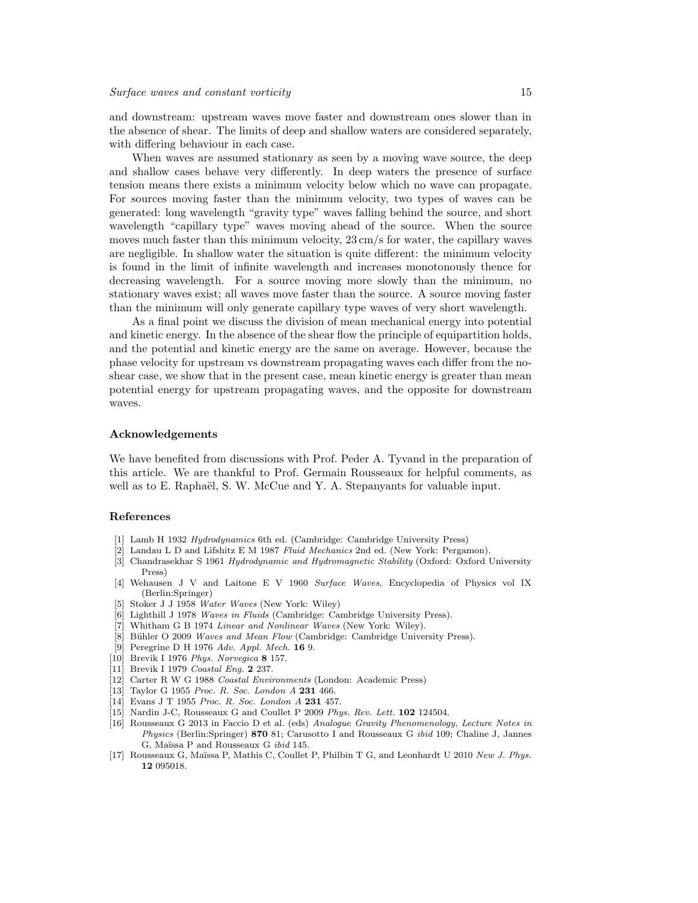and downstream: upstream waves move faster and downstream ones slower than in the absence of shear. The limits of deep and shallow waters are considered separately, with differing behaviour in each case.

When waves are assumed stationary as seen by a moving wave source, the deep and shallow cases behave very differently. In deep waters the presence of surface tension means there exists a minimum velocity below which no wave can propagate. For sources moving faster than the minimum velocity, two types of waves can be generated: long wavelength "gravity type" waves falling behind the source, and short wavelength "capillary type" waves moving ahead of the source. When the source moves much faster than this minimum velocity, 23 cm/s for water, the capillary waves are negligible. In shallow water the situation is quite different: the minimum velocity is found in the limit of infinite wavelength and increases monotonously thence for decreasing wavelength. For a source moving more slowly than the minimum, no stationary waves exist; all waves move faster than the source. A source moving faster than the minimum will only generate capillary type waves of very short wavelength.

As a final point we discuss the division of mean mechanical energy into potential and kinetic energy. In the absence of the shear flow the principle of equipartition holds, and the potential and kinetic energy are the same on average. However, because the phase velocity for upstream vs downstream propagating waves each differ from the no-shear case, we show that in the present case, mean kinetic energy is greater than mean potential energy for upstream propagating waves, and the opposite for downstream waves.

## Acknowledgements

We have benefited from discussions with Prof. Peder A. Tyvand in the preparation of this article. We are thankful to Prof. Germain Rousseaux for helpful comments, as well as to E. Raphaël, S. W. McCue and Y. A. Stepanyants for valuable input.

## References

[1] Lamb H 1932 *Hydrodynamics* 6th ed. (Cambridge: Cambridge University Press)
[2] Landau L D and Lifshitz E M 1987 *Fluid Mechanics* 2nd ed. (New York: Pergamon).
[3] Chandrasekhar S 1961 *Hydrodynamic and Hydromagnetic Stability* (Oxford: Oxford University Press)
[4] Wehausen J V and Laitone E V 1960 *Surface Waves*, Encyclopedia of Physics vol IX (Berlin:Springer)
[5] Stoker J J 1958 *Water Waves* (New York: Wiley)
[6] Lighthill J 1978 *Waves in Fluids* (Cambridge: Cambridge University Press).
[7] Whitham G B 1974 *Linear and Nonlinear Waves* (New York: Wiley).
[8] Bühler O 2009 *Waves and Mean Flow* (Cambridge: Cambridge University Press).
[9] Peregrine D H 1976 *Adv. Appl. Mech.* **16** 9.
[10] Brevik I 1976 *Phys. Norvegica* **8** 157.
[11] Brevik I 1979 *Coastal Eng.* **2** 237.
[12] Carter R W G 1988 *Coastal Environments* (London: Academic Press)
[13] Taylor G 1955 *Proc. R. Soc. London A* **231** 466.
[14] Evans J T 1955 *Proc. R. Soc. London A* **231** 457.
[15] Nardin J-C, Rousseaux G and Coullet P 2009 *Phys. Rev. Lett.* **102** 124504.
[16] Rousseaux G 2013 in Faccio D et al. (eds) *Analogue Gravity Phenomenology, Lecture Notes in Physics* (Berlin:Springer) **870** 81; Carusotto I and Rousseaux G *ibid* 109; Chaline J, Jannes G, Maïssa P and Rousseaux G *ibid* 145.
[17] Rousseaux G, Maïssa P, Mathis C, Coullet P, Philbin T G, and Leonhardt U 2010 *New J. Phys.* **12** 095018.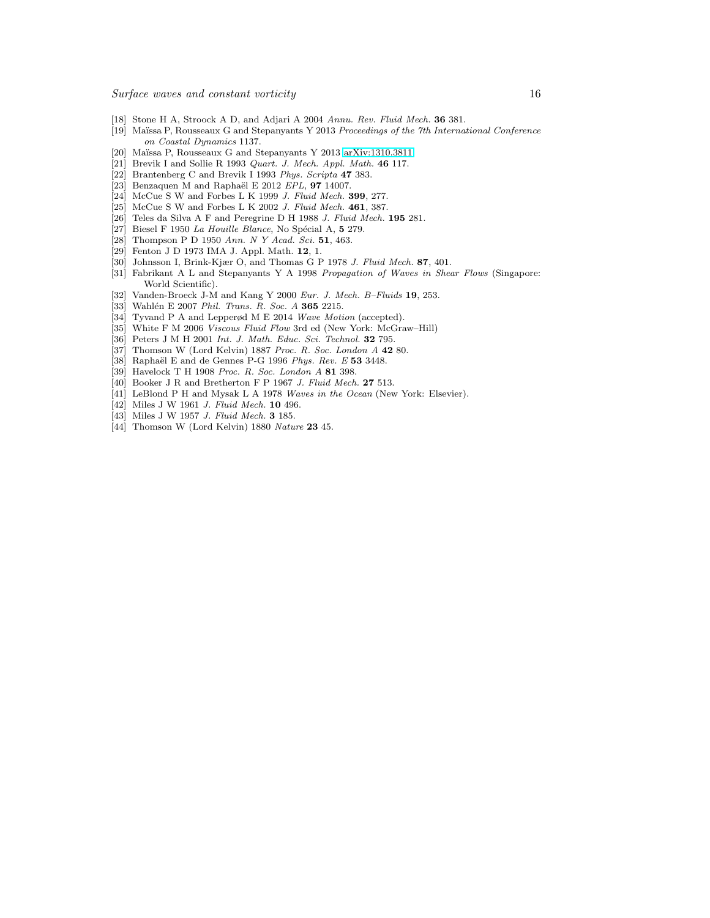[18] Stone H A, Stroock A D, and Adjari A 2004 *Annu. Rev. Fluid Mech.* **36** 381.

[19] Maïssa P, Rousseaux G and Stepanyants Y 2013 *Proceedings of the 7th International Conference on Coastal Dynamics* 1137.

[20] Maïssa P, Rousseaux G and Stepanyants Y 2013 arXiv:1310.3811

[21] Brevik I and Sollie R 1993 *Quart. J. Mech. Appl. Math.* **46** 117.

[22] Brantenberg C and Brevik I 1993 *Phys. Scripta* **47** 383.

[23] Benzaquen M and Raphaël E 2012 *EPL*, **97** 14007.

[24] McCue S W and Forbes L K 1999 *J. Fluid Mech.* **399**, 277.

[25] McCue S W and Forbes L K 2002 *J. Fluid Mech.* **461**, 387.

[26] Teles da Silva A F and Peregrine D H 1988 *J. Fluid Mech.* **195** 281.

[27] Biesel F 1950 *La Houille Blance*, No Spécial A, **5** 279.

[28] Thompson P D 1950 *Ann. N Y Acad. Sci.* **51**, 463.

[29] Fenton J D 1973 IMA J. Appl. Math. **12**, 1.

[30] Johnsson I, Brink-Kjær O, and Thomas G P 1978 *J. Fluid Mech.* **87**, 401.

[31] Fabrikant A L and Stepanyants Y A 1998 *Propagation of Waves in Shear Flows* (Singapore: World Scientific).

[32] Vanden-Broeck J-M and Kang Y 2000 *Eur. J. Mech. B–Fluids* **19**, 253.

[33] Wahlén E 2007 *Phil. Trans. R. Soc. A* **365** 2215.

[34] Tyvand P A and Lepperød M E 2014 *Wave Motion* (accepted).

[35] White F M 2006 *Viscous Fluid Flow* 3rd ed (New York: McGraw–Hill)

[36] Peters J M H 2001 *Int. J. Math. Educ. Sci. Technol.* **32** 795.

[37] Thomson W (Lord Kelvin) 1887 *Proc. R. Soc. London A* **42** 80.

[38] Raphaël E and de Gennes P-G 1996 *Phys. Rev. E* **53** 3448.

[39] Havelock T H 1908 *Proc. R. Soc. London A* **81** 398.

[40] Booker J R and Bretherton F P 1967 *J. Fluid Mech.* **27** 513.

[41] LeBlond P H and Mysak L A 1978 *Waves in the Ocean* (New York: Elsevier).

[42] Miles J W 1961 *J. Fluid Mech.* **10** 496.

[43] Miles J W 1957 *J. Fluid Mech.* **3** 185.

[44] Thomson W (Lord Kelvin) 1880 *Nature* **23** 45.